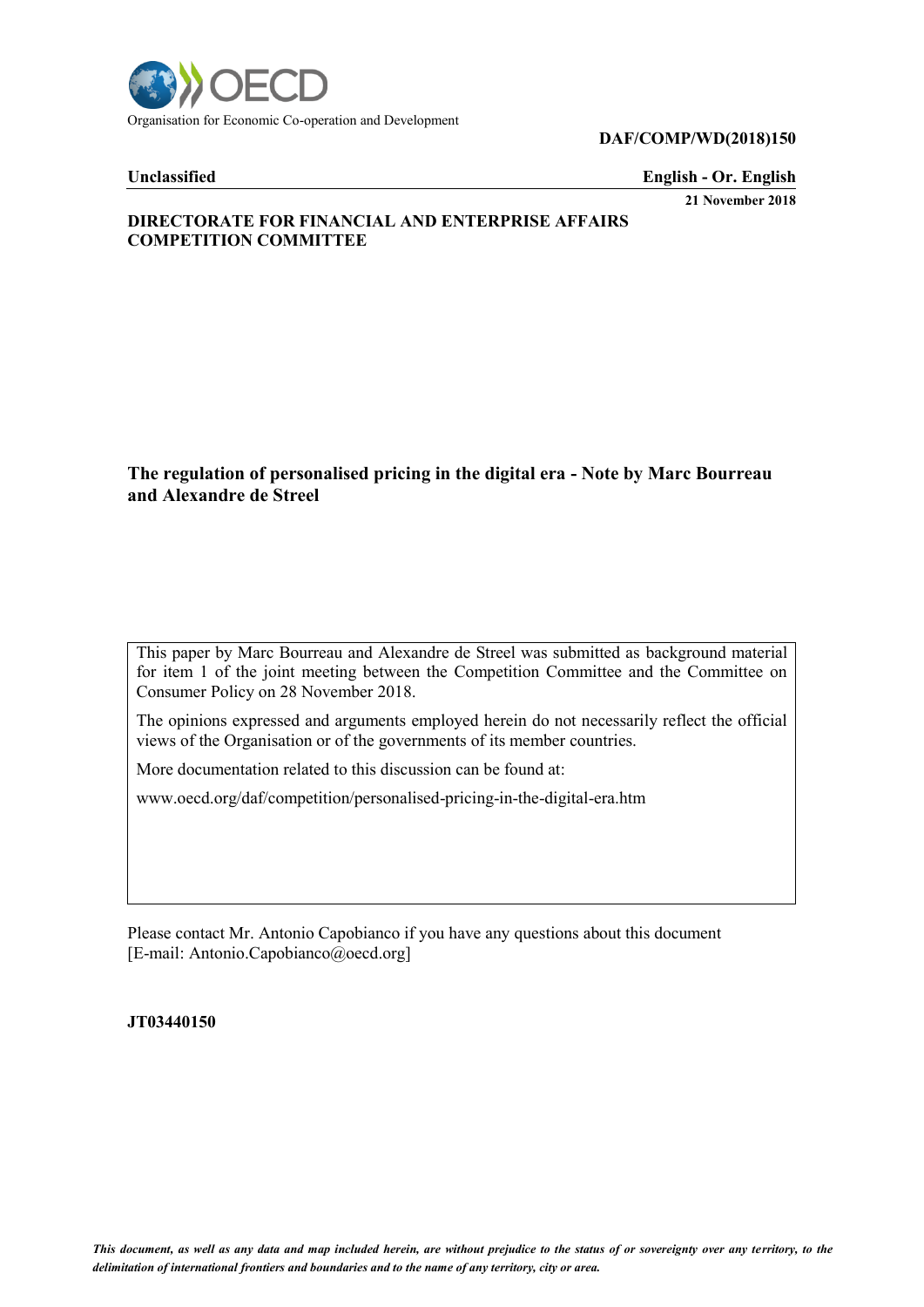Organisation for Economic Co-operation and Development

**DAF/COMP/WD(2018)150**

**Unclassified** **English - Or. English**

**21 November 2018**

**DIRECTORATE FOR FINANCIAL AND ENTERPRISE AFFAIRS**
**COMPETITION COMMITTEE**

# The regulation of personalised pricing in the digital era - Note by Marc Bourreau and Alexandre de Streel

This paper by Marc Bourreau and Alexandre de Streel was submitted as background material for item 1 of the joint meeting between the Competition Committee and the Committee on Consumer Policy on 28 November 2018.

The opinions expressed and arguments employed herein do not necessarily reflect the official views of the Organisation or of the governments of its member countries.

More documentation related to this discussion can be found at:

www.oecd.org/daf/competition/personalised-pricing-in-the-digital-era.htm

Please contact Mr. Antonio Capobianco if you have any questions about this document [E-mail: Antonio.Capobianco@oecd.org]

**JT03440150**

*This document, as well as any data and map included herein, are without prejudice to the status of or sovereignty over any territory, to the delimitation of international frontiers and boundaries and to the name of any territory, city or area.*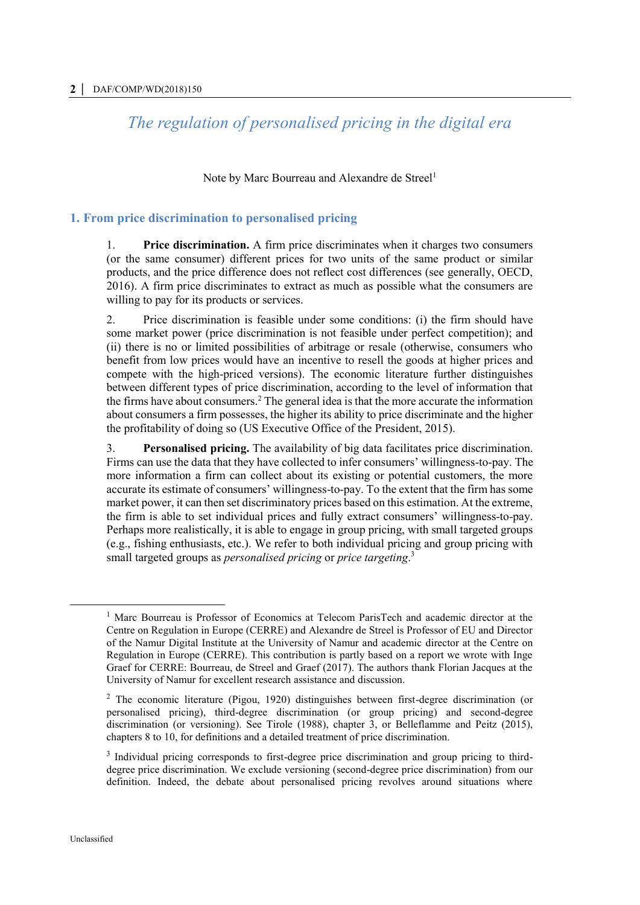# The regulation of personalised pricing in the digital era

Note by Marc Bourreau and Alexandre de Streel[1]

## 1. From price discrimination to personalised pricing

1. **Price discrimination.** A firm price discriminates when it charges two consumers (or the same consumer) different prices for two units of the same product or similar products, and the price difference does not reflect cost differences (see generally, OECD, 2016). A firm price discriminates to extract as much as possible what the consumers are willing to pay for its products or services.

2. Price discrimination is feasible under some conditions: (i) the firm should have some market power (price discrimination is not feasible under perfect competition); and (ii) there is no or limited possibilities of arbitrage or resale (otherwise, consumers who benefit from low prices would have an incentive to resell the goods at higher prices and compete with the high-priced versions). The economic literature further distinguishes between different types of price discrimination, according to the level of information that the firms have about consumers.[2] The general idea is that the more accurate the information about consumers a firm possesses, the higher its ability to price discriminate and the higher the profitability of doing so (US Executive Office of the President, 2015).

3. **Personalised pricing.** The availability of big data facilitates price discrimination. Firms can use the data that they have collected to infer consumers' willingness-to-pay. The more information a firm can collect about its existing or potential customers, the more accurate its estimate of consumers' willingness-to-pay. To the extent that the firm has some market power, it can then set discriminatory prices based on this estimation. At the extreme, the firm is able to set individual prices and fully extract consumers' willingness-to-pay. Perhaps more realistically, it is able to engage in group pricing, with small targeted groups (e.g., fishing enthusiasts, etc.). We refer to both individual pricing and group pricing with small targeted groups as *personalised pricing* or *price targeting*.[3]

---

[1] Marc Bourreau is Professor of Economics at Telecom ParisTech and academic director at the Centre on Regulation in Europe (CERRE) and Alexandre de Streel is Professor of EU and Director of the Namur Digital Institute at the University of Namur and academic director at the Centre on Regulation in Europe (CERRE). This contribution is partly based on a report we wrote with Inge Graef for CERRE: Bourreau, de Streel and Graef (2017). The authors thank Florian Jacques at the University of Namur for excellent research assistance and discussion.

[2] The economic literature (Pigou, 1920) distinguishes between first-degree discrimination (or personalised pricing), third-degree discrimination (or group pricing) and second-degree discrimination (or versioning). See Tirole (1988), chapter 3, or Belleflamme and Peitz (2015), chapters 8 to 10, for definitions and a detailed treatment of price discrimination.

[3] Individual pricing corresponds to first-degree price discrimination and group pricing to third-degree price discrimination. We exclude versioning (second-degree price discrimination) from our definition. Indeed, the debate about personalised pricing revolves around situations where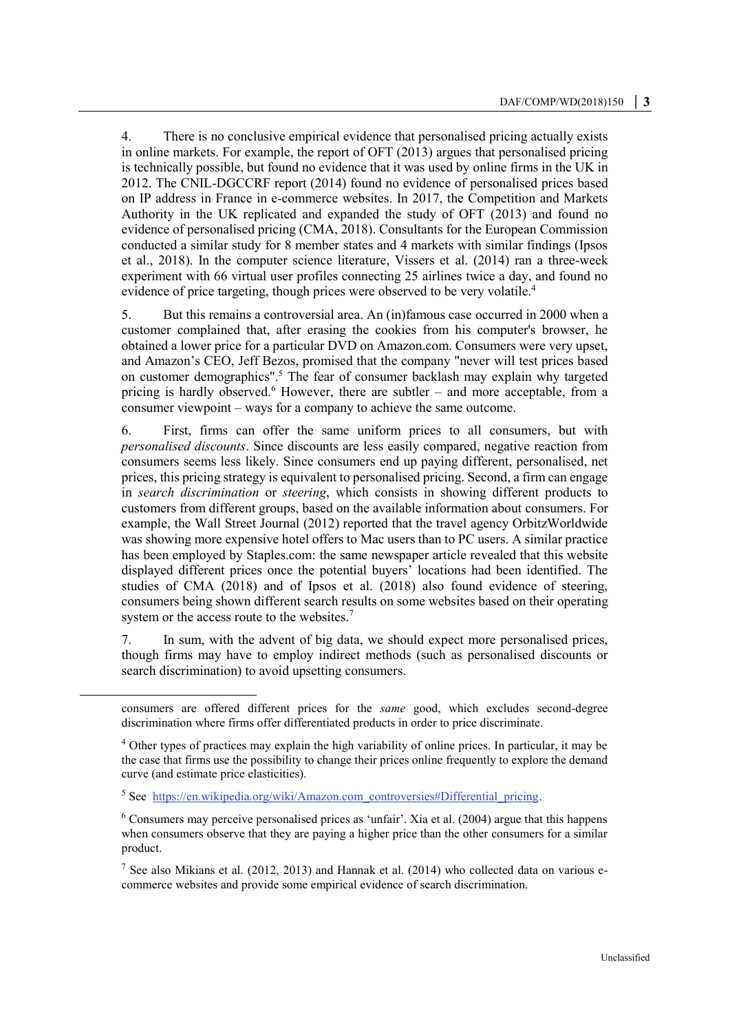4. There is no conclusive empirical evidence that personalised pricing actually exists in online markets. For example, the report of OFT (2013) argues that personalised pricing is technically possible, but found no evidence that it was used by online firms in the UK in 2012. The CNIL-DGCCRF report (2014) found no evidence of personalised prices based on IP address in France in e-commerce websites. In 2017, the Competition and Markets Authority in the UK replicated and expanded the study of OFT (2013) and found no evidence of personalised pricing (CMA, 2018). Consultants for the European Commission conducted a similar study for 8 member states and 4 markets with similar findings (Ipsos et al., 2018). In the computer science literature, Vissers et al. (2014) ran a three-week experiment with 66 virtual user profiles connecting 25 airlines twice a day, and found no evidence of price targeting, though prices were observed to be very volatile.[4]

5. But this remains a controversial area. An (in)famous case occurred in 2000 when a customer complained that, after erasing the cookies from his computer's browser, he obtained a lower price for a particular DVD on Amazon.com. Consumers were very upset, and Amazon's CEO, Jeff Bezos, promised that the company "never will test prices based on customer demographics".[5] The fear of consumer backlash may explain why targeted pricing is hardly observed.[6] However, there are subtler – and more acceptable, from a consumer viewpoint – ways for a company to achieve the same outcome.

6. First, firms can offer the same uniform prices to all consumers, but with *personalised discounts*. Since discounts are less easily compared, negative reaction from consumers seems less likely. Since consumers end up paying different, personalised, net prices, this pricing strategy is equivalent to personalised pricing. Second, a firm can engage in *search discrimination* or *steering*, which consists in showing different products to customers from different groups, based on the available information about consumers. For example, the Wall Street Journal (2012) reported that the travel agency OrbitzWorldwide was showing more expensive hotel offers to Mac users than to PC users. A similar practice has been employed by Staples.com: the same newspaper article revealed that this website displayed different prices once the potential buyers' locations had been identified. The studies of CMA (2018) and of Ipsos et al. (2018) also found evidence of steering, consumers being shown different search results on some websites based on their operating system or the access route to the websites.[7]

7. In sum, with the advent of big data, we should expect more personalised prices, though firms may have to employ indirect methods (such as personalised discounts or search discrimination) to avoid upsetting consumers.

---

consumers are offered different prices for the *same* good, which excludes second-degree discrimination where firms offer differentiated products in order to price discriminate.

[4] Other types of practices may explain the high variability of online prices. In particular, it may be the case that firms use the possibility to change their prices online frequently to explore the demand curve (and estimate price elasticities).

[5] See https://en.wikipedia.org/wiki/Amazon.com_controversies#Differential_pricing.

[6] Consumers may perceive personalised prices as 'unfair'. Xia et al. (2004) argue that this happens when consumers observe that they are paying a higher price than the other consumers for a similar product.

[7] See also Mikians et al. (2012, 2013) and Hannak et al. (2014) who collected data on various e-commerce websites and provide some empirical evidence of search discrimination.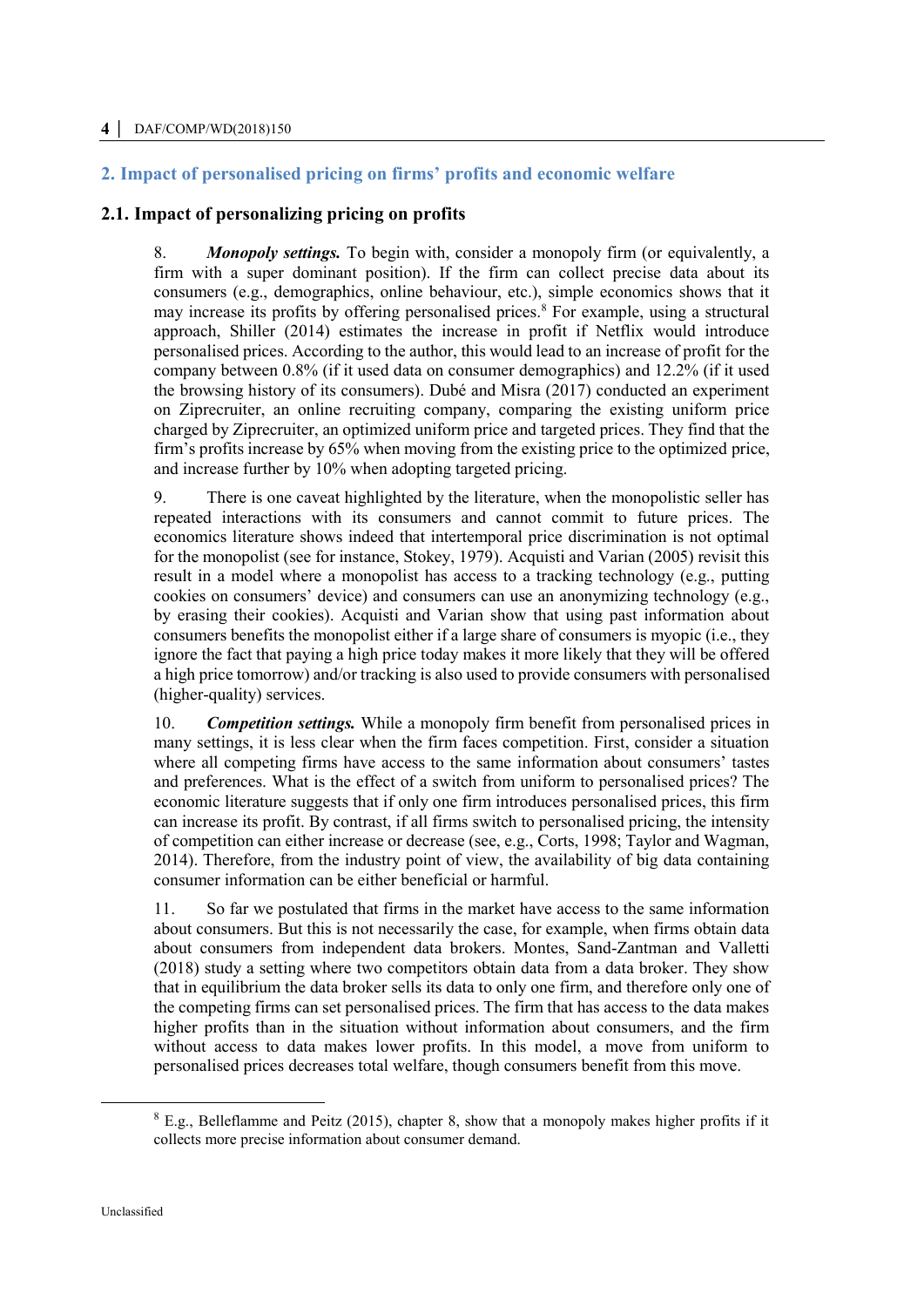## 2. Impact of personalised pricing on firms' profits and economic welfare

### 2.1. Impact of personalizing pricing on profits

8. ***Monopoly settings.*** To begin with, consider a monopoly firm (or equivalently, a firm with a super dominant position). If the firm can collect precise data about its consumers (e.g., demographics, online behaviour, etc.), simple economics shows that it may increase its profits by offering personalised prices.[8] For example, using a structural approach, Shiller (2014) estimates the increase in profit if Netflix would introduce personalised prices. According to the author, this would lead to an increase of profit for the company between 0.8% (if it used data on consumer demographics) and 12.2% (if it used the browsing history of its consumers). Dubé and Misra (2017) conducted an experiment on Ziprecruiter, an online recruiting company, comparing the existing uniform price charged by Ziprecruiter, an optimized uniform price and targeted prices. They find that the firm's profits increase by 65% when moving from the existing price to the optimized price, and increase further by 10% when adopting targeted pricing.

9. There is one caveat highlighted by the literature, when the monopolistic seller has repeated interactions with its consumers and cannot commit to future prices. The economics literature shows indeed that intertemporal price discrimination is not optimal for the monopolist (see for instance, Stokey, 1979). Acquisti and Varian (2005) revisit this result in a model where a monopolist has access to a tracking technology (e.g., putting cookies on consumers' device) and consumers can use an anonymizing technology (e.g., by erasing their cookies). Acquisti and Varian show that using past information about consumers benefits the monopolist either if a large share of consumers is myopic (i.e., they ignore the fact that paying a high price today makes it more likely that they will be offered a high price tomorrow) and/or tracking is also used to provide consumers with personalised (higher-quality) services.

10. ***Competition settings.*** While a monopoly firm benefit from personalised prices in many settings, it is less clear when the firm faces competition. First, consider a situation where all competing firms have access to the same information about consumers' tastes and preferences. What is the effect of a switch from uniform to personalised prices? The economic literature suggests that if only one firm introduces personalised prices, this firm can increase its profit. By contrast, if all firms switch to personalised pricing, the intensity of competition can either increase or decrease (see, e.g., Corts, 1998; Taylor and Wagman, 2014). Therefore, from the industry point of view, the availability of big data containing consumer information can be either beneficial or harmful.

11. So far we postulated that firms in the market have access to the same information about consumers. But this is not necessarily the case, for example, when firms obtain data about consumers from independent data brokers. Montes, Sand-Zantman and Valletti (2018) study a setting where two competitors obtain data from a data broker. They show that in equilibrium the data broker sells its data to only one firm, and therefore only one of the competing firms can set personalised prices. The firm that has access to the data makes higher profits than in the situation without information about consumers, and the firm without access to data makes lower profits. In this model, a move from uniform to personalised prices decreases total welfare, though consumers benefit from this move.

[8] E.g., Belleflamme and Peitz (2015), chapter 8, show that a monopoly makes higher profits if it collects more precise information about consumer demand.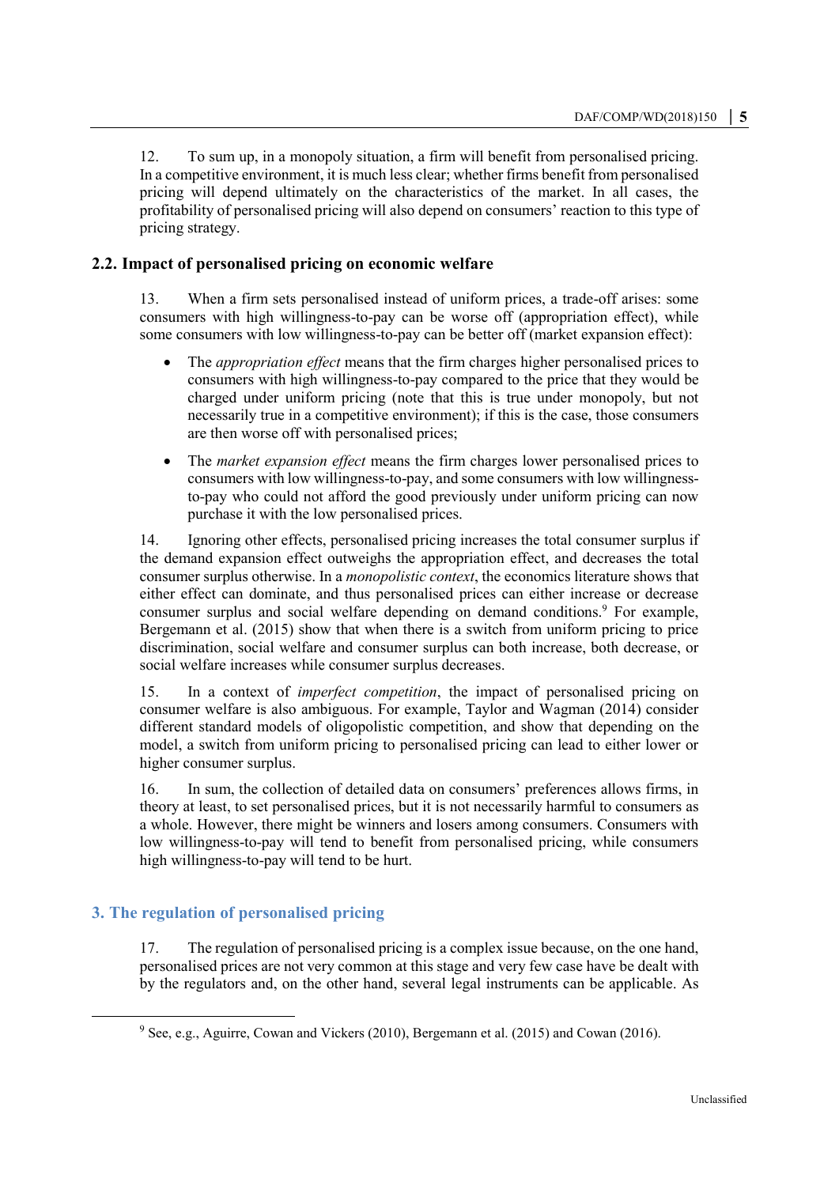12. To sum up, in a monopoly situation, a firm will benefit from personalised pricing. In a competitive environment, it is much less clear; whether firms benefit from personalised pricing will depend ultimately on the characteristics of the market. In all cases, the profitability of personalised pricing will also depend on consumers' reaction to this type of pricing strategy.

### 2.2. Impact of personalised pricing on economic welfare

13. When a firm sets personalised instead of uniform prices, a trade-off arises: some consumers with high willingness-to-pay can be worse off (appropriation effect), while some consumers with low willingness-to-pay can be better off (market expansion effect):

- The *appropriation effect* means that the firm charges higher personalised prices to consumers with high willingness-to-pay compared to the price that they would be charged under uniform pricing (note that this is true under monopoly, but not necessarily true in a competitive environment); if this is the case, those consumers are then worse off with personalised prices;
- The *market expansion effect* means the firm charges lower personalised prices to consumers with low willingness-to-pay, and some consumers with low willingness-to-pay who could not afford the good previously under uniform pricing can now purchase it with the low personalised prices.

14. Ignoring other effects, personalised pricing increases the total consumer surplus if the demand expansion effect outweighs the appropriation effect, and decreases the total consumer surplus otherwise. In a *monopolistic context*, the economics literature shows that either effect can dominate, and thus personalised prices can either increase or decrease consumer surplus and social welfare depending on demand conditions.[9] For example, Bergemann et al. (2015) show that when there is a switch from uniform pricing to price discrimination, social welfare and consumer surplus can both increase, both decrease, or social welfare increases while consumer surplus decreases.

15. In a context of *imperfect competition*, the impact of personalised pricing on consumer welfare is also ambiguous. For example, Taylor and Wagman (2014) consider different standard models of oligopolistic competition, and show that depending on the model, a switch from uniform pricing to personalised pricing can lead to either lower or higher consumer surplus.

16. In sum, the collection of detailed data on consumers' preferences allows firms, in theory at least, to set personalised prices, but it is not necessarily harmful to consumers as a whole. However, there might be winners and losers among consumers. Consumers with low willingness-to-pay will tend to benefit from personalised pricing, while consumers high willingness-to-pay will tend to be hurt.

## 3. The regulation of personalised pricing

17. The regulation of personalised pricing is a complex issue because, on the one hand, personalised prices are not very common at this stage and very few case have be dealt with by the regulators and, on the other hand, several legal instruments can be applicable. As

[9] See, e.g., Aguirre, Cowan and Vickers (2010), Bergemann et al. (2015) and Cowan (2016).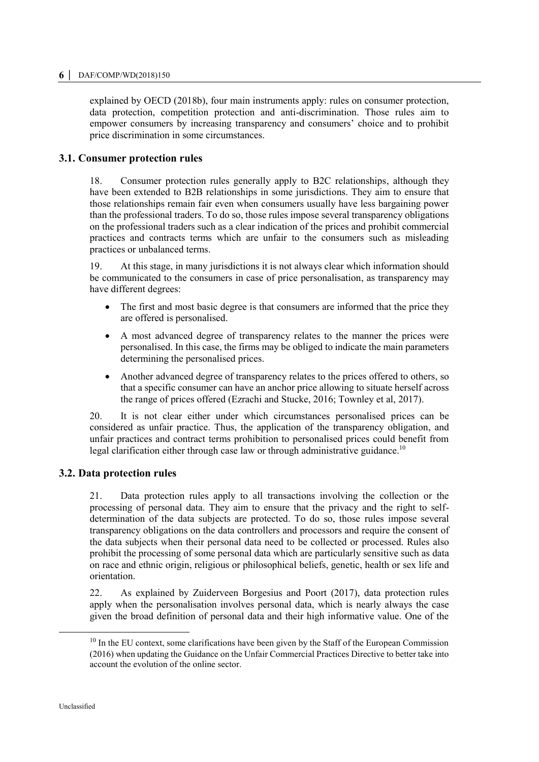explained by OECD (2018b), four main instruments apply: rules on consumer protection, data protection, competition protection and anti-discrimination. Those rules aim to empower consumers by increasing transparency and consumers' choice and to prohibit price discrimination in some circumstances.

## 3.1. Consumer protection rules

18. Consumer protection rules generally apply to B2C relationships, although they have been extended to B2B relationships in some jurisdictions. They aim to ensure that those relationships remain fair even when consumers usually have less bargaining power than the professional traders. To do so, those rules impose several transparency obligations on the professional traders such as a clear indication of the prices and prohibit commercial practices and contracts terms which are unfair to the consumers such as misleading practices or unbalanced terms.

19. At this stage, in many jurisdictions it is not always clear which information should be communicated to the consumers in case of price personalisation, as transparency may have different degrees:

- The first and most basic degree is that consumers are informed that the price they are offered is personalised.
- A most advanced degree of transparency relates to the manner the prices were personalised. In this case, the firms may be obliged to indicate the main parameters determining the personalised prices.
- Another advanced degree of transparency relates to the prices offered to others, so that a specific consumer can have an anchor price allowing to situate herself across the range of prices offered (Ezrachi and Stucke, 2016; Townley et al, 2017).

20. It is not clear either under which circumstances personalised prices can be considered as unfair practice. Thus, the application of the transparency obligation, and unfair practices and contract terms prohibition to personalised prices could benefit from legal clarification either through case law or through administrative guidance.[10]

## 3.2. Data protection rules

21. Data protection rules apply to all transactions involving the collection or the processing of personal data. They aim to ensure that the privacy and the right to self-determination of the data subjects are protected. To do so, those rules impose several transparency obligations on the data controllers and processors and require the consent of the data subjects when their personal data need to be collected or processed. Rules also prohibit the processing of some personal data which are particularly sensitive such as data on race and ethnic origin, religious or philosophical beliefs, genetic, health or sex life and orientation.

22. As explained by Zuiderveen Borgesius and Poort (2017), data protection rules apply when the personalisation involves personal data, which is nearly always the case given the broad definition of personal data and their high informative value. One of the

[10] In the EU context, some clarifications have been given by the Staff of the European Commission (2016) when updating the Guidance on the Unfair Commercial Practices Directive to better take into account the evolution of the online sector.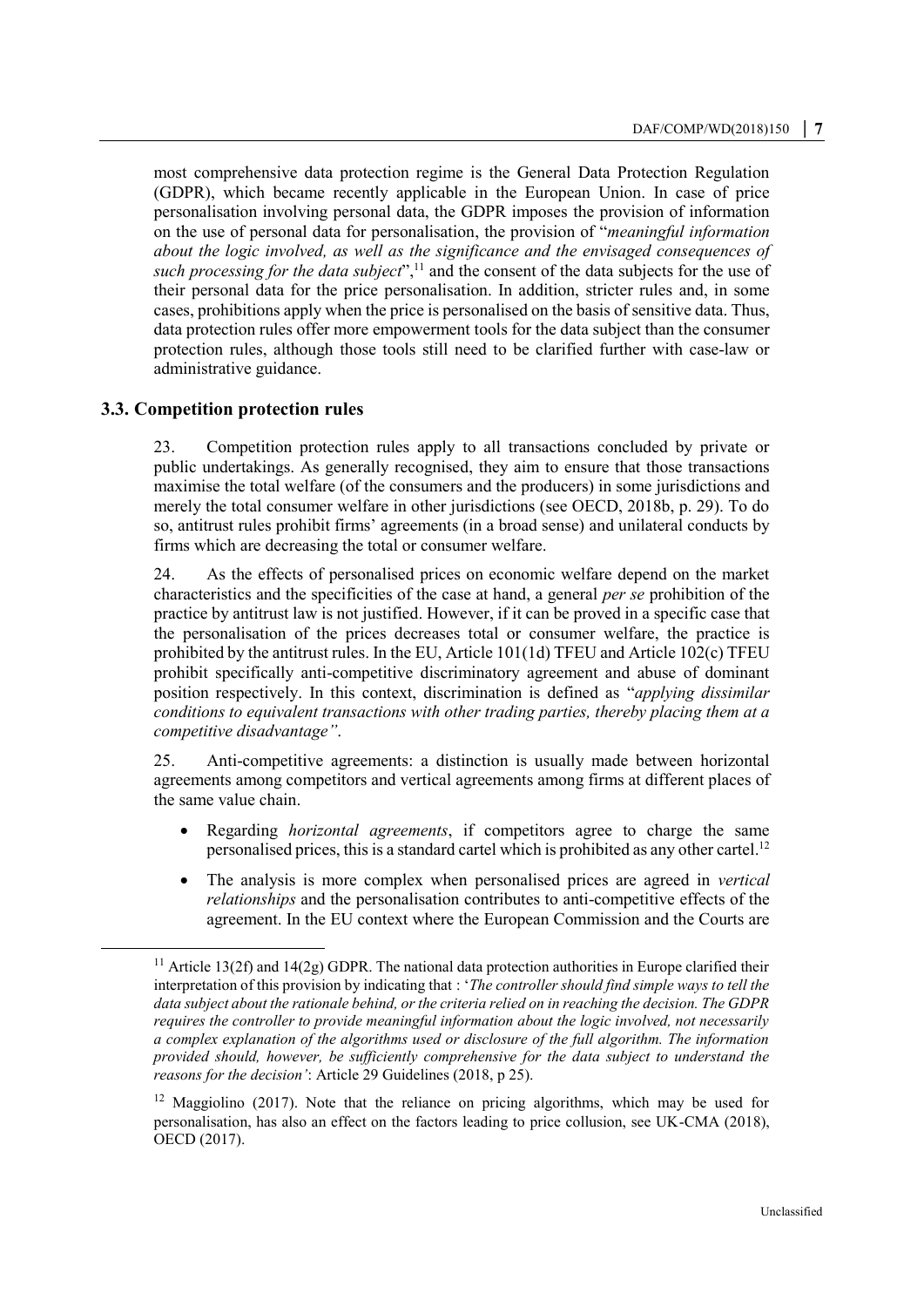most comprehensive data protection regime is the General Data Protection Regulation (GDPR), which became recently applicable in the European Union. In case of price personalisation involving personal data, the GDPR imposes the provision of information on the use of personal data for personalisation, the provision of "*meaningful information about the logic involved, as well as the significance and the envisaged consequences of such processing for the data subject*",[11] and the consent of the data subjects for the use of their personal data for the price personalisation. In addition, stricter rules and, in some cases, prohibitions apply when the price is personalised on the basis of sensitive data. Thus, data protection rules offer more empowerment tools for the data subject than the consumer protection rules, although those tools still need to be clarified further with case-law or administrative guidance.

## 3.3. Competition protection rules

23. Competition protection rules apply to all transactions concluded by private or public undertakings. As generally recognised, they aim to ensure that those transactions maximise the total welfare (of the consumers and the producers) in some jurisdictions and merely the total consumer welfare in other jurisdictions (see OECD, 2018b, p. 29). To do so, antitrust rules prohibit firms' agreements (in a broad sense) and unilateral conducts by firms which are decreasing the total or consumer welfare.

24. As the effects of personalised prices on economic welfare depend on the market characteristics and the specificities of the case at hand, a general *per se* prohibition of the practice by antitrust law is not justified. However, if it can be proved in a specific case that the personalisation of the prices decreases total or consumer welfare, the practice is prohibited by the antitrust rules. In the EU, Article 101(1d) TFEU and Article 102(c) TFEU prohibit specifically anti-competitive discriminatory agreement and abuse of dominant position respectively. In this context, discrimination is defined as "*applying dissimilar conditions to equivalent transactions with other trading parties, thereby placing them at a competitive disadvantage"*.

25. Anti-competitive agreements: a distinction is usually made between horizontal agreements among competitors and vertical agreements among firms at different places of the same value chain.

- Regarding *horizontal agreements*, if competitors agree to charge the same personalised prices, this is a standard cartel which is prohibited as any other cartel.[12]
- The analysis is more complex when personalised prices are agreed in *vertical relationships* and the personalisation contributes to anti-competitive effects of the agreement. In the EU context where the European Commission and the Courts are

---

[11] Article 13(2f) and 14(2g) GDPR. The national data protection authorities in Europe clarified their interpretation of this provision by indicating that : '*The controller should find simple ways to tell the data subject about the rationale behind, or the criteria relied on in reaching the decision. The GDPR requires the controller to provide meaningful information about the logic involved, not necessarily a complex explanation of the algorithms used or disclosure of the full algorithm. The information provided should, however, be sufficiently comprehensive for the data subject to understand the reasons for the decision'*: Article 29 Guidelines (2018, p 25).

[12] Maggiolino (2017). Note that the reliance on pricing algorithms, which may be used for personalisation, has also an effect on the factors leading to price collusion, see UK-CMA (2018), OECD (2017).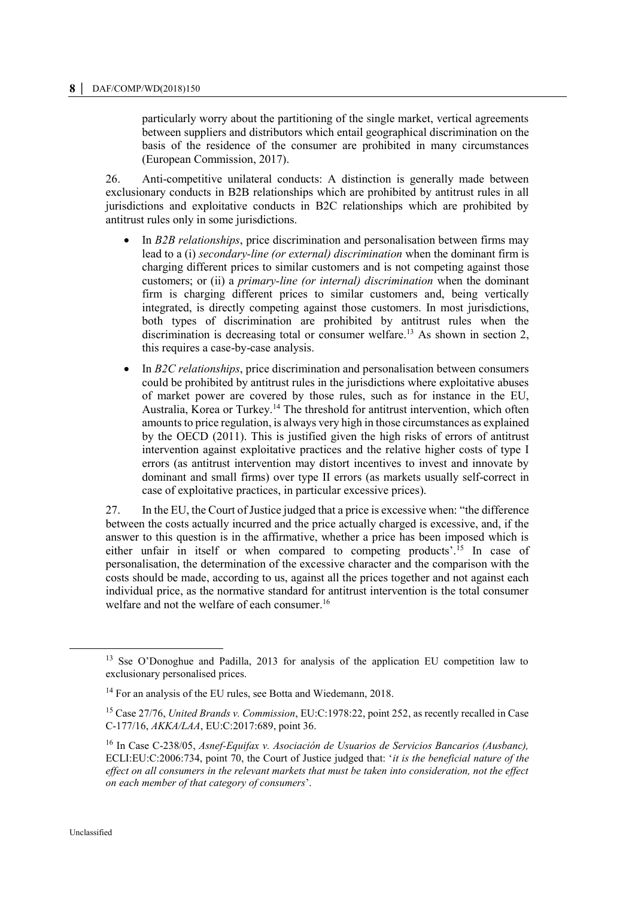particularly worry about the partitioning of the single market, vertical agreements between suppliers and distributors which entail geographical discrimination on the basis of the residence of the consumer are prohibited in many circumstances (European Commission, 2017).

26. Anti-competitive unilateral conducts: A distinction is generally made between exclusionary conducts in B2B relationships which are prohibited by antitrust rules in all jurisdictions and exploitative conducts in B2C relationships which are prohibited by antitrust rules only in some jurisdictions.

- In *B2B relationships*, price discrimination and personalisation between firms may lead to a (i) *secondary-line (or external) discrimination* when the dominant firm is charging different prices to similar customers and is not competing against those customers; or (ii) a *primary-line (or internal) discrimination* when the dominant firm is charging different prices to similar customers and, being vertically integrated, is directly competing against those customers. In most jurisdictions, both types of discrimination are prohibited by antitrust rules when the discrimination is decreasing total or consumer welfare.[13] As shown in section 2, this requires a case-by-case analysis.
- In *B2C relationships*, price discrimination and personalisation between consumers could be prohibited by antitrust rules in the jurisdictions where exploitative abuses of market power are covered by those rules, such as for instance in the EU, Australia, Korea or Turkey.[14] The threshold for antitrust intervention, which often amounts to price regulation, is always very high in those circumstances as explained by the OECD (2011). This is justified given the high risks of errors of antitrust intervention against exploitative practices and the relative higher costs of type I errors (as antitrust intervention may distort incentives to invest and innovate by dominant and small firms) over type II errors (as markets usually self-correct in case of exploitative practices, in particular excessive prices).

27. In the EU, the Court of Justice judged that a price is excessive when: "the difference between the costs actually incurred and the price actually charged is excessive, and, if the answer to this question is in the affirmative, whether a price has been imposed which is either unfair in itself or when compared to competing products'.[15] In case of personalisation, the determination of the excessive character and the comparison with the costs should be made, according to us, against all the prices together and not against each individual price, as the normative standard for antitrust intervention is the total consumer welfare and not the welfare of each consumer.[16]

---

[13] Sse O'Donoghue and Padilla, 2013 for analysis of the application EU competition law to exclusionary personalised prices.

[14] For an analysis of the EU rules, see Botta and Wiedemann, 2018.

[15] Case 27/76, *United Brands v. Commission*, EU:C:1978:22, point 252, as recently recalled in Case C-177/16, *AKKA/LAA*, EU:C:2017:689, point 36.

[16] In Case C-238/05, *Asnef-Equifax v. Asociación de Usuarios de Servicios Bancarios (Ausbanc),* ECLI:EU:C:2006:734, point 70, the Court of Justice judged that: '*it is the beneficial nature of the effect on all consumers in the relevant markets that must be taken into consideration, not the effect on each member of that category of consumers*'.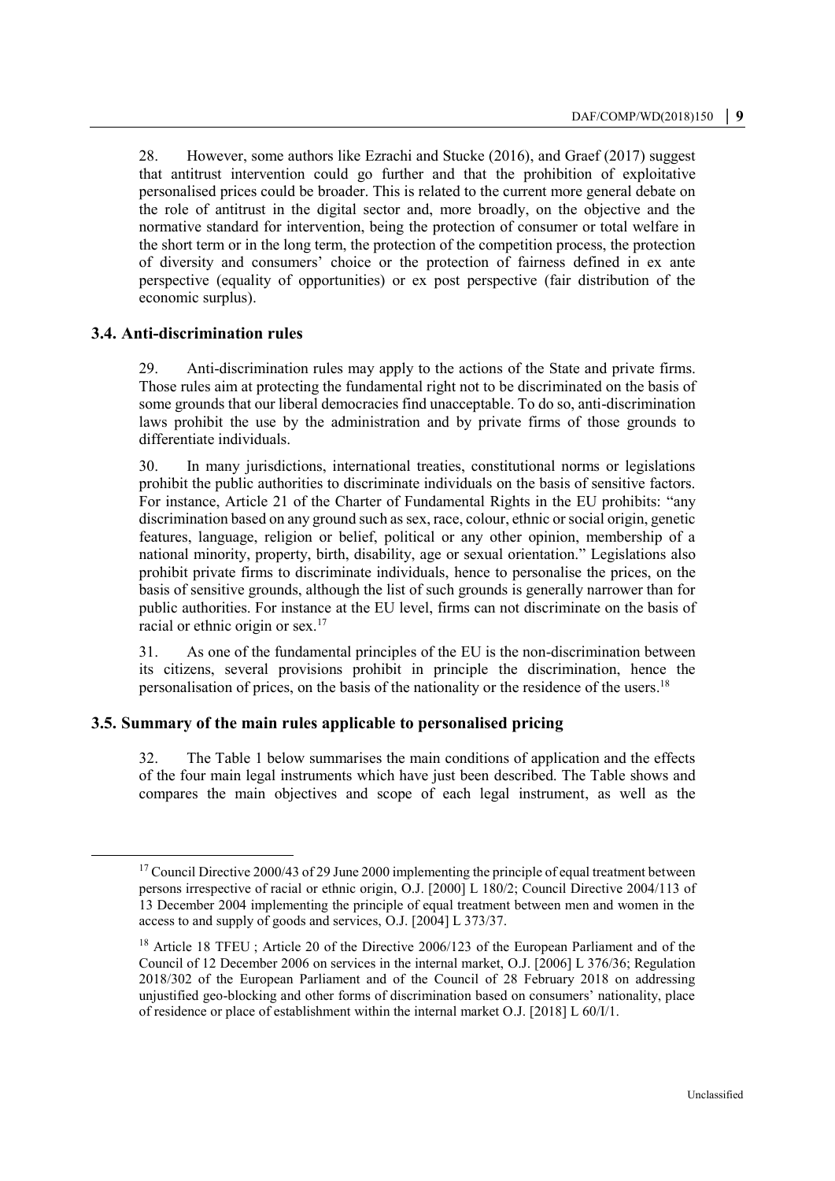28. However, some authors like Ezrachi and Stucke (2016), and Graef (2017) suggest that antitrust intervention could go further and that the prohibition of exploitative personalised prices could be broader. This is related to the current more general debate on the role of antitrust in the digital sector and, more broadly, on the objective and the normative standard for intervention, being the protection of consumer or total welfare in the short term or in the long term, the protection of the competition process, the protection of diversity and consumers' choice or the protection of fairness defined in ex ante perspective (equality of opportunities) or ex post perspective (fair distribution of the economic surplus).

### 3.4. Anti-discrimination rules

29. Anti-discrimination rules may apply to the actions of the State and private firms. Those rules aim at protecting the fundamental right not to be discriminated on the basis of some grounds that our liberal democracies find unacceptable. To do so, anti-discrimination laws prohibit the use by the administration and by private firms of those grounds to differentiate individuals.

30. In many jurisdictions, international treaties, constitutional norms or legislations prohibit the public authorities to discriminate individuals on the basis of sensitive factors. For instance, Article 21 of the Charter of Fundamental Rights in the EU prohibits: "any discrimination based on any ground such as sex, race, colour, ethnic or social origin, genetic features, language, religion or belief, political or any other opinion, membership of a national minority, property, birth, disability, age or sexual orientation." Legislations also prohibit private firms to discriminate individuals, hence to personalise the prices, on the basis of sensitive grounds, although the list of such grounds is generally narrower than for public authorities. For instance at the EU level, firms can not discriminate on the basis of racial or ethnic origin or sex.[17]

31. As one of the fundamental principles of the EU is the non-discrimination between its citizens, several provisions prohibit in principle the discrimination, hence the personalisation of prices, on the basis of the nationality or the residence of the users.[18]

### 3.5. Summary of the main rules applicable to personalised pricing

32. The Table 1 below summarises the main conditions of application and the effects of the four main legal instruments which have just been described. The Table shows and compares the main objectives and scope of each legal instrument, as well as the

[17] Council Directive 2000/43 of 29 June 2000 implementing the principle of equal treatment between persons irrespective of racial or ethnic origin, O.J. [2000] L 180/2; Council Directive 2004/113 of 13 December 2004 implementing the principle of equal treatment between men and women in the access to and supply of goods and services, O.J. [2004] L 373/37.

[18] Article 18 TFEU ; Article 20 of the Directive 2006/123 of the European Parliament and of the Council of 12 December 2006 on services in the internal market, O.J. [2006] L 376/36; Regulation 2018/302 of the European Parliament and of the Council of 28 February 2018 on addressing unjustified geo-blocking and other forms of discrimination based on consumers' nationality, place of residence or place of establishment within the internal market O.J. [2018] L 60/I/1.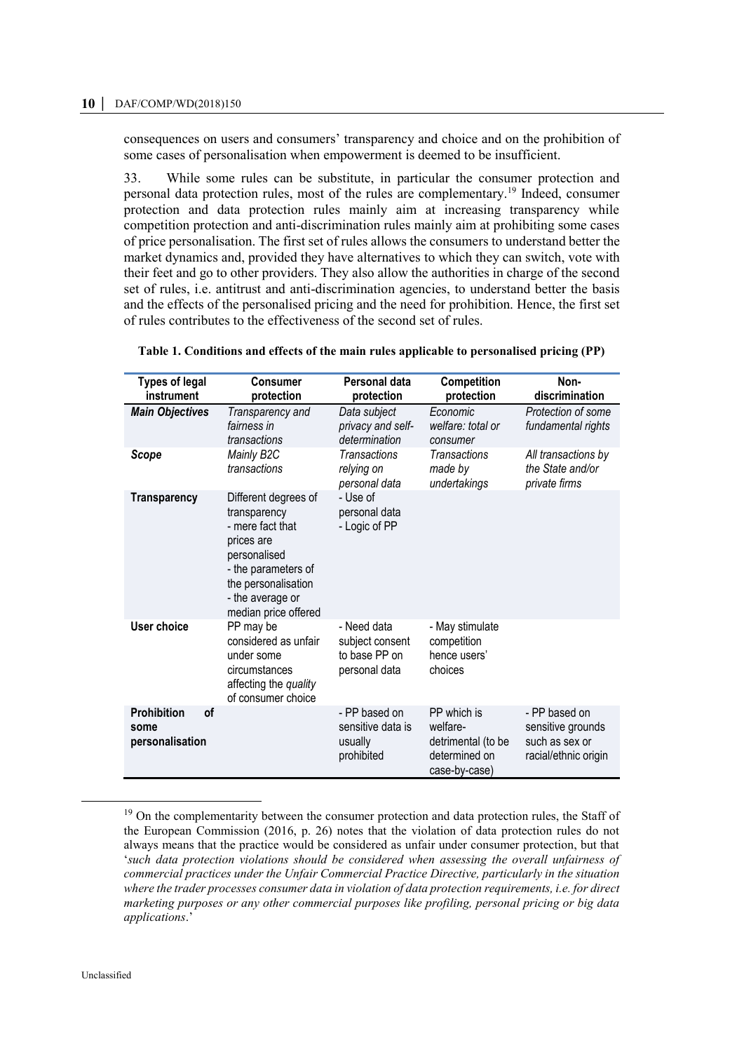consequences on users and consumers' transparency and choice and on the prohibition of some cases of personalisation when empowerment is deemed to be insufficient.

33. While some rules can be substitute, in particular the consumer protection and personal data protection rules, most of the rules are complementary.[19] Indeed, consumer protection and data protection rules mainly aim at increasing transparency while competition protection and anti-discrimination rules mainly aim at prohibiting some cases of price personalisation. The first set of rules allows the consumers to understand better the market dynamics and, provided they have alternatives to which they can switch, vote with their feet and go to other providers. They also allow the authorities in charge of the second set of rules, i.e. antitrust and anti-discrimination agencies, to understand better the basis and the effects of the personalised pricing and the need for prohibition. Hence, the first set of rules contributes to the effectiveness of the second set of rules.

**Table 1. Conditions and effects of the main rules applicable to personalised pricing (PP)**

| Types of legal instrument | Consumer protection | Personal data protection | Competition protection | Non-discrimination |
|---|---|---|---|---|
| ***Main Objectives*** | *Transparency and fairness in transactions* | *Data subject privacy and self-determination* | *Economic welfare: total or consumer* | *Protection of some fundamental rights* |
| ***Scope*** | *Mainly B2C transactions* | *Transactions relying on personal data* | *Transactions made by undertakings* | *All transactions by the State and/or private firms* |
| **Transparency** | Different degrees of transparency<br>- mere fact that prices are personalised<br>- the parameters of the personalisation<br>- the average or median price offered | - Use of personal data<br>- Logic of PP | | |
| **User choice** | PP may be considered as unfair under some circumstances affecting the *quality* of consumer choice | - Need data subject consent to base PP on personal data | - May stimulate competition hence users' choices | |
| **Prohibition of some personalisation** | | - PP based on sensitive data is usually prohibited | PP which is welfare-detrimental (to be determined on case-by-case) | - PP based on sensitive grounds such as sex or racial/ethnic origin |

[19] On the complementarity between the consumer protection and data protection rules, the Staff of the European Commission (2016, p. 26) notes that the violation of data protection rules do not always means that the practice would be considered as unfair under consumer protection, but that '*such data protection violations should be considered when assessing the overall unfairness of commercial practices under the Unfair Commercial Practice Directive, particularly in the situation where the trader processes consumer data in violation of data protection requirements, i.e. for direct marketing purposes or any other commercial purposes like profiling, personal pricing or big data applications*.'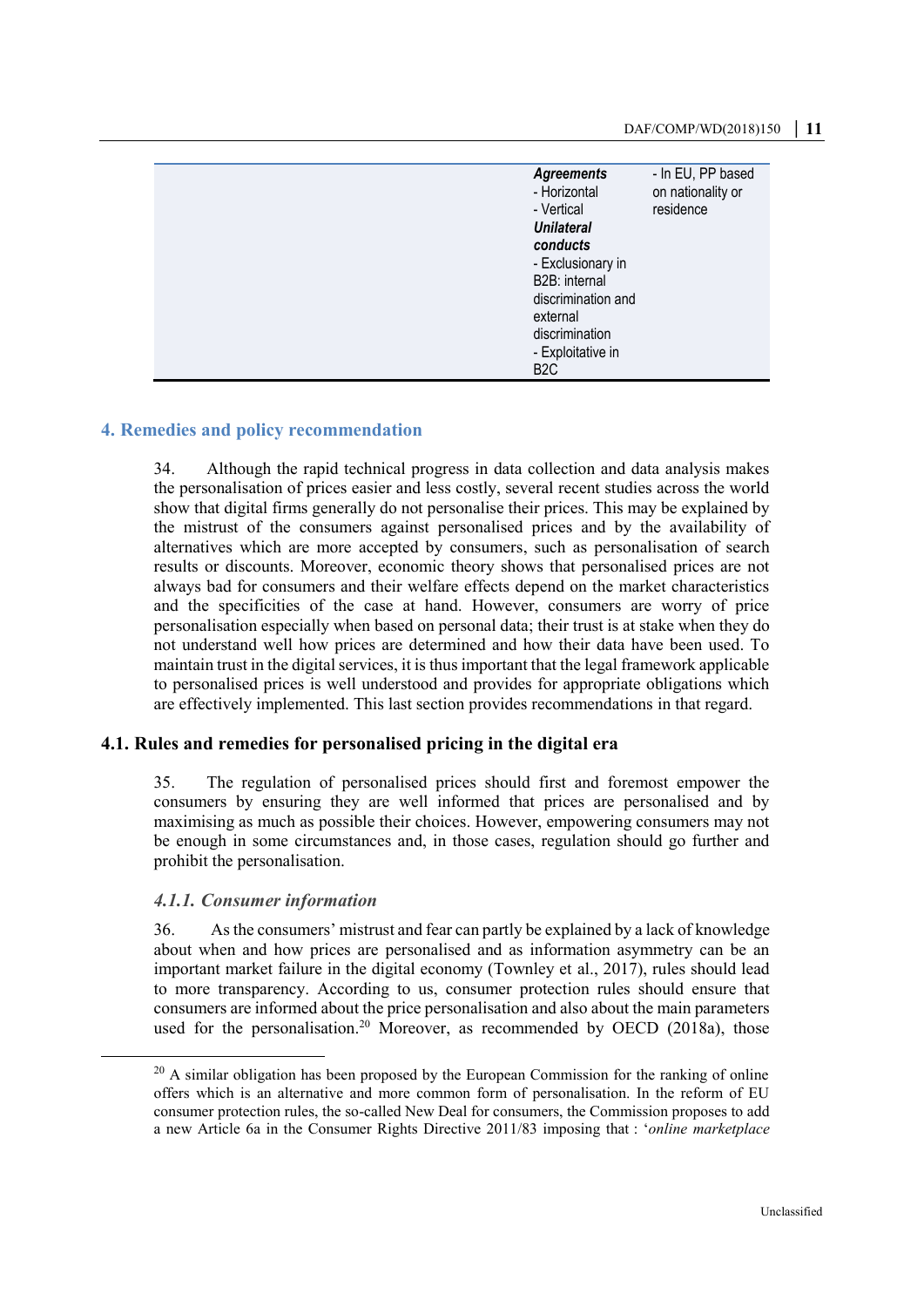| | | |
|---|---|---|
| | ***Agreements***<br>- Horizontal<br>- Vertical<br>***Unilateral conducts***<br>- Exclusionary in B2B: internal discrimination and external discrimination<br>- Exploitative in B2C | - In EU, PP based on nationality or residence |

## 4. Remedies and policy recommendation

34. Although the rapid technical progress in data collection and data analysis makes the personalisation of prices easier and less costly, several recent studies across the world show that digital firms generally do not personalise their prices. This may be explained by the mistrust of the consumers against personalised prices and by the availability of alternatives which are more accepted by consumers, such as personalisation of search results or discounts. Moreover, economic theory shows that personalised prices are not always bad for consumers and their welfare effects depend on the market characteristics and the specificities of the case at hand. However, consumers are worry of price personalisation especially when based on personal data; their trust is at stake when they do not understand well how prices are determined and how their data have been used. To maintain trust in the digital services, it is thus important that the legal framework applicable to personalised prices is well understood and provides for appropriate obligations which are effectively implemented. This last section provides recommendations in that regard.

### 4.1. Rules and remedies for personalised pricing in the digital era

35. The regulation of personalised prices should first and foremost empower the consumers by ensuring they are well informed that prices are personalised and by maximising as much as possible their choices. However, empowering consumers may not be enough in some circumstances and, in those cases, regulation should go further and prohibit the personalisation.

#### *4.1.1. Consumer information*

36. As the consumers' mistrust and fear can partly be explained by a lack of knowledge about when and how prices are personalised and as information asymmetry can be an important market failure in the digital economy (Townley et al., 2017), rules should lead to more transparency. According to us, consumer protection rules should ensure that consumers are informed about the price personalisation and also about the main parameters used for the personalisation.[20] Moreover, as recommended by OECD (2018a), those

[20] A similar obligation has been proposed by the European Commission for the ranking of online offers which is an alternative and more common form of personalisation. In the reform of EU consumer protection rules, the so-called New Deal for consumers, the Commission proposes to add a new Article 6a in the Consumer Rights Directive 2011/83 imposing that : '*online marketplace*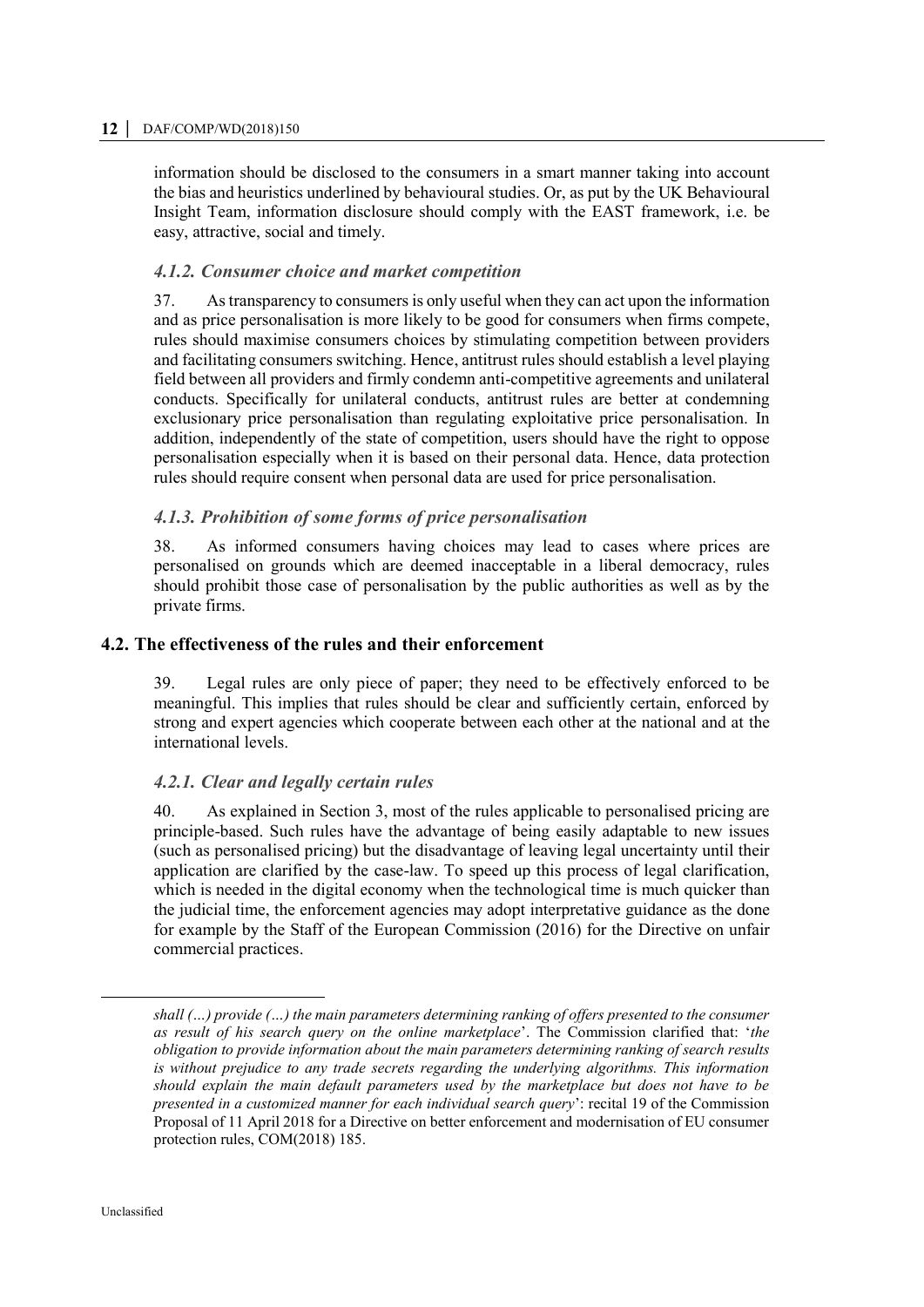information should be disclosed to the consumers in a smart manner taking into account the bias and heuristics underlined by behavioural studies. Or, as put by the UK Behavioural Insight Team, information disclosure should comply with the EAST framework, i.e. be easy, attractive, social and timely.

### *4.1.2. Consumer choice and market competition*

37. As transparency to consumers is only useful when they can act upon the information and as price personalisation is more likely to be good for consumers when firms compete, rules should maximise consumers choices by stimulating competition between providers and facilitating consumers switching. Hence, antitrust rules should establish a level playing field between all providers and firmly condemn anti-competitive agreements and unilateral conducts. Specifically for unilateral conducts, antitrust rules are better at condemning exclusionary price personalisation than regulating exploitative price personalisation. In addition, independently of the state of competition, users should have the right to oppose personalisation especially when it is based on their personal data. Hence, data protection rules should require consent when personal data are used for price personalisation.

### *4.1.3. Prohibition of some forms of price personalisation*

38. As informed consumers having choices may lead to cases where prices are personalised on grounds which are deemed inacceptable in a liberal democracy, rules should prohibit those case of personalisation by the public authorities as well as by the private firms.

## 4.2. The effectiveness of the rules and their enforcement

39. Legal rules are only piece of paper; they need to be effectively enforced to be meaningful. This implies that rules should be clear and sufficiently certain, enforced by strong and expert agencies which cooperate between each other at the national and at the international levels.

### *4.2.1. Clear and legally certain rules*

40. As explained in Section 3, most of the rules applicable to personalised pricing are principle-based. Such rules have the advantage of being easily adaptable to new issues (such as personalised pricing) but the disadvantage of leaving legal uncertainty until their application are clarified by the case-law. To speed up this process of legal clarification, which is needed in the digital economy when the technological time is much quicker than the judicial time, the enforcement agencies may adopt interpretative guidance as the done for example by the Staff of the European Commission (2016) for the Directive on unfair commercial practices.

---

*shall (…) provide (…) the main parameters determining ranking of offers presented to the consumer as result of his search query on the online marketplace*'. The Commission clarified that: '*the obligation to provide information about the main parameters determining ranking of search results is without prejudice to any trade secrets regarding the underlying algorithms. This information should explain the main default parameters used by the marketplace but does not have to be presented in a customized manner for each individual search query*': recital 19 of the Commission Proposal of 11 April 2018 for a Directive on better enforcement and modernisation of EU consumer protection rules, COM(2018) 185.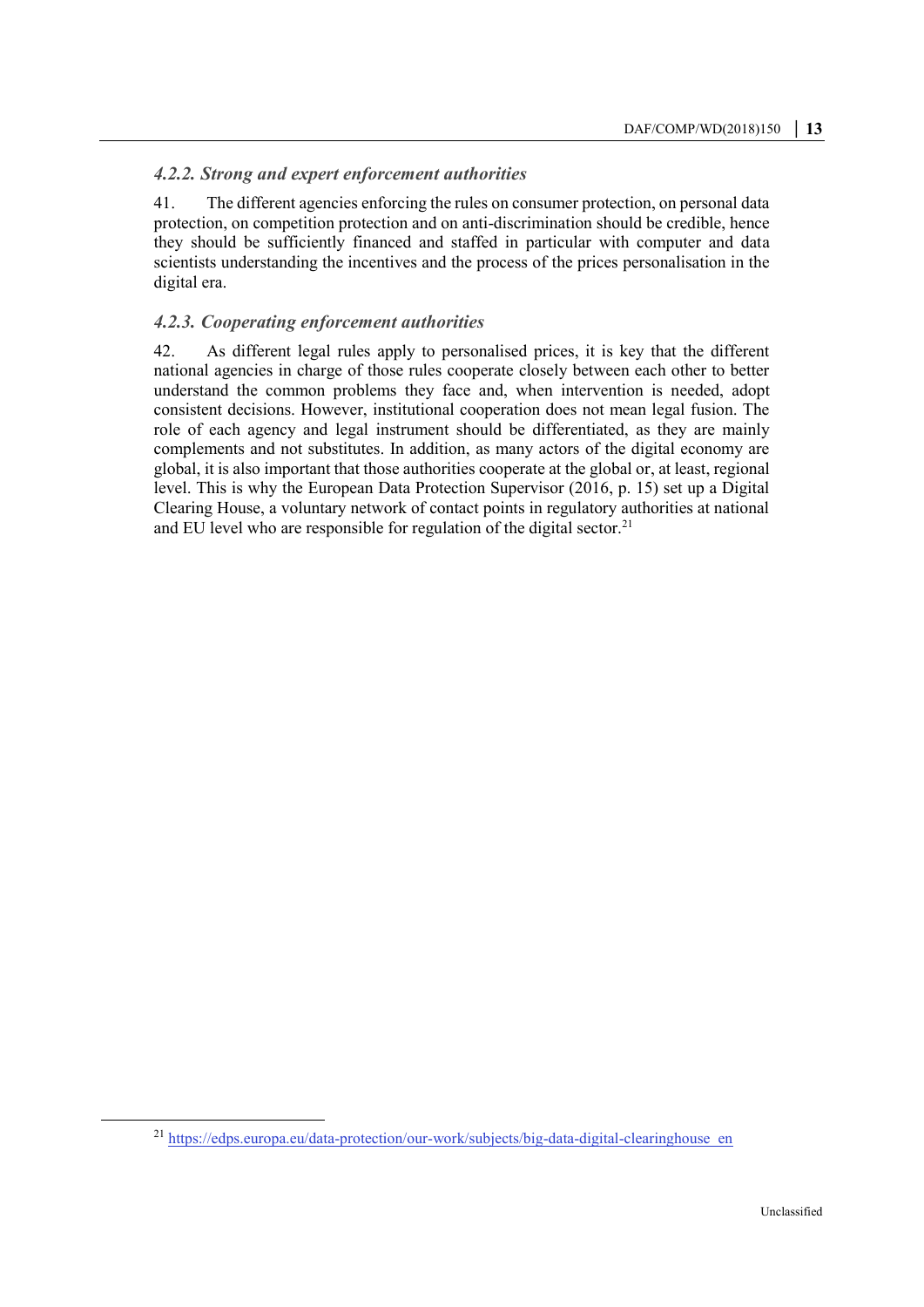### *4.2.2. Strong and expert enforcement authorities*

41. The different agencies enforcing the rules on consumer protection, on personal data protection, on competition protection and on anti-discrimination should be credible, hence they should be sufficiently financed and staffed in particular with computer and data scientists understanding the incentives and the process of the prices personalisation in the digital era.

### *4.2.3. Cooperating enforcement authorities*

42. As different legal rules apply to personalised prices, it is key that the different national agencies in charge of those rules cooperate closely between each other to better understand the common problems they face and, when intervention is needed, adopt consistent decisions. However, institutional cooperation does not mean legal fusion. The role of each agency and legal instrument should be differentiated, as they are mainly complements and not substitutes. In addition, as many actors of the digital economy are global, it is also important that those authorities cooperate at the global or, at least, regional level. This is why the European Data Protection Supervisor (2016, p. 15) set up a Digital Clearing House, a voluntary network of contact points in regulatory authorities at national and EU level who are responsible for regulation of the digital sector.[21]

---

[21] https://edps.europa.eu/data-protection/our-work/subjects/big-data-digital-clearinghouse_en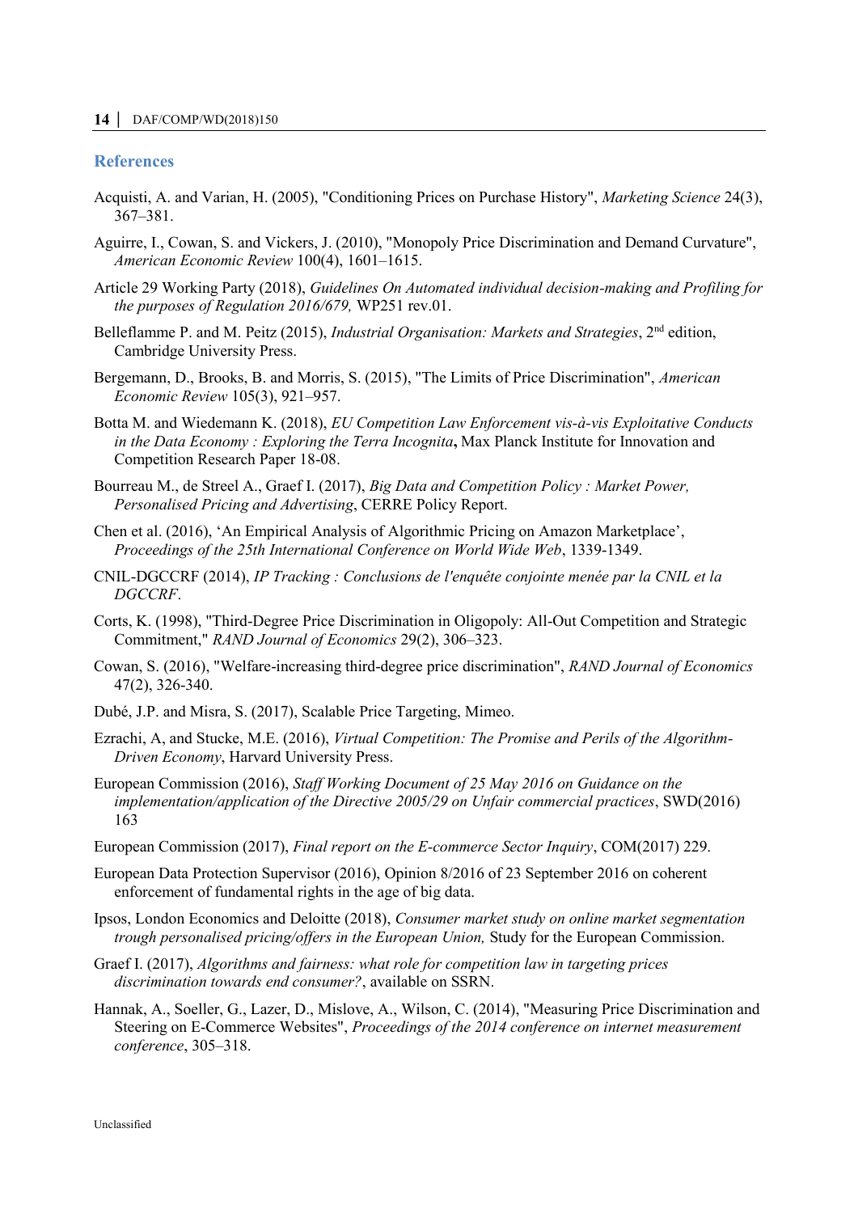## References

Acquisti, A. and Varian, H. (2005), "Conditioning Prices on Purchase History", *Marketing Science* 24(3), 367–381.

Aguirre, I., Cowan, S. and Vickers, J. (2010), "Monopoly Price Discrimination and Demand Curvature", *American Economic Review* 100(4), 1601–1615.

Article 29 Working Party (2018), *Guidelines On Automated individual decision-making and Profiling for the purposes of Regulation 2016/679,* WP251 rev.01.

Belleflamme P. and M. Peitz (2015), *Industrial Organisation: Markets and Strategies*, 2nd edition, Cambridge University Press.

Bergemann, D., Brooks, B. and Morris, S. (2015), "The Limits of Price Discrimination", *American Economic Review* 105(3), 921–957.

Botta M. and Wiedemann K. (2018), *EU Competition Law Enforcement vis-à-vis Exploitative Conducts in the Data Economy : Exploring the Terra Incognita***,** Max Planck Institute for Innovation and Competition Research Paper 18-08.

Bourreau M., de Streel A., Graef I. (2017), *Big Data and Competition Policy : Market Power, Personalised Pricing and Advertising*, CERRE Policy Report.

Chen et al. (2016), 'An Empirical Analysis of Algorithmic Pricing on Amazon Marketplace', *Proceedings of the 25th International Conference on World Wide Web*, 1339-1349.

CNIL-DGCCRF (2014), *IP Tracking : Conclusions de l'enquête conjointe menée par la CNIL et la DGCCRF*.

Corts, K. (1998), "Third-Degree Price Discrimination in Oligopoly: All-Out Competition and Strategic Commitment," *RAND Journal of Economics* 29(2), 306–323.

Cowan, S. (2016), "Welfare-increasing third-degree price discrimination", *RAND Journal of Economics* 47(2), 326-340.

Dubé, J.P. and Misra, S. (2017), Scalable Price Targeting, Mimeo.

Ezrachi, A, and Stucke, M.E. (2016), *Virtual Competition: The Promise and Perils of the Algorithm-Driven Economy*, Harvard University Press.

European Commission (2016), *Staff Working Document of 25 May 2016 on Guidance on the implementation/application of the Directive 2005/29 on Unfair commercial practices*, SWD(2016) 163

European Commission (2017), *Final report on the E-commerce Sector Inquiry*, COM(2017) 229.

European Data Protection Supervisor (2016), Opinion 8/2016 of 23 September 2016 on coherent enforcement of fundamental rights in the age of big data.

Ipsos, London Economics and Deloitte (2018), *Consumer market study on online market segmentation trough personalised pricing/offers in the European Union,* Study for the European Commission.

Graef I. (2017), *Algorithms and fairness: what role for competition law in targeting prices discrimination towards end consumer?*, available on SSRN.

Hannak, A., Soeller, G., Lazer, D., Mislove, A., Wilson, C. (2014), "Measuring Price Discrimination and Steering on E-Commerce Websites", *Proceedings of the 2014 conference on internet measurement conference*, 305–318.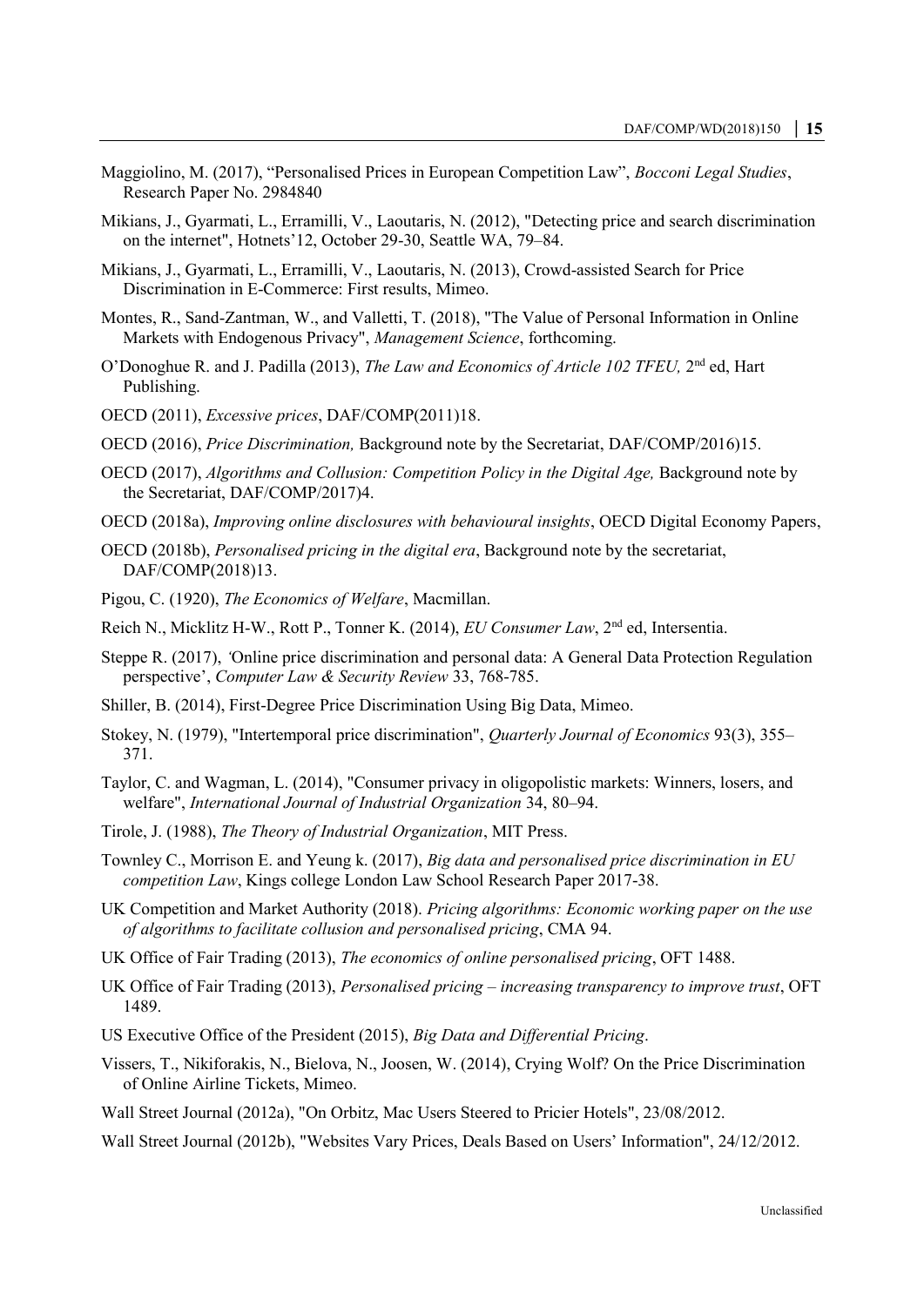Maggiolino, M. (2017), “Personalised Prices in European Competition Law”, *Bocconi Legal Studies*, Research Paper No. 2984840

Mikians, J., Gyarmati, L., Erramilli, V., Laoutaris, N. (2012), "Detecting price and search discrimination on the internet", Hotnets’12, October 29-30, Seattle WA, 79–84.

Mikians, J., Gyarmati, L., Erramilli, V., Laoutaris, N. (2013), Crowd-assisted Search for Price Discrimination in E-Commerce: First results, Mimeo.

Montes, R., Sand-Zantman, W., and Valletti, T. (2018), "The Value of Personal Information in Online Markets with Endogenous Privacy", *Management Science*, forthcoming.

O’Donoghue R. and J. Padilla (2013), *The Law and Economics of Article 102 TFEU,* 2nd ed, Hart Publishing.

OECD (2011), *Excessive prices*, DAF/COMP(2011)18.

OECD (2016), *Price Discrimination,* Background note by the Secretariat, DAF/COMP/2016)15.

OECD (2017), *Algorithms and Collusion: Competition Policy in the Digital Age,* Background note by the Secretariat, DAF/COMP/2017)4.

OECD (2018a), *Improving online disclosures with behavioural insights*, OECD Digital Economy Papers,

OECD (2018b), *Personalised pricing in the digital era*, Background note by the secretariat, DAF/COMP(2018)13.

Pigou, C. (1920), *The Economics of Welfare*, Macmillan.

Reich N., Micklitz H-W., Rott P., Tonner K. (2014), *EU Consumer Law*, 2nd ed, Intersentia.

Steppe R. (2017), *‘*Online price discrimination and personal data: A General Data Protection Regulation perspective’, *Computer Law & Security Review* 33, 768-785.

Shiller, B. (2014), First-Degree Price Discrimination Using Big Data, Mimeo.

Stokey, N. (1979), "Intertemporal price discrimination", *Quarterly Journal of Economics* 93(3), 355–371.

Taylor, C. and Wagman, L. (2014), "Consumer privacy in oligopolistic markets: Winners, losers, and welfare", *International Journal of Industrial Organization* 34, 80–94.

Tirole, J. (1988), *The Theory of Industrial Organization*, MIT Press.

Townley C., Morrison E. and Yeung k. (2017), *Big data and personalised price discrimination in EU competition Law*, Kings college London Law School Research Paper 2017-38.

UK Competition and Market Authority (2018). *Pricing algorithms: Economic working paper on the use of algorithms to facilitate collusion and personalised pricing*, CMA 94.

UK Office of Fair Trading (2013), *The economics of online personalised pricing*, OFT 1488.

UK Office of Fair Trading (2013), *Personalised pricing – increasing transparency to improve trust*, OFT 1489.

US Executive Office of the President (2015), *Big Data and Differential Pricing*.

Vissers, T., Nikiforakis, N., Bielova, N., Joosen, W. (2014), Crying Wolf? On the Price Discrimination of Online Airline Tickets, Mimeo.

Wall Street Journal (2012a), "On Orbitz, Mac Users Steered to Pricier Hotels", 23/08/2012.

Wall Street Journal (2012b), "Websites Vary Prices, Deals Based on Users’ Information", 24/12/2012.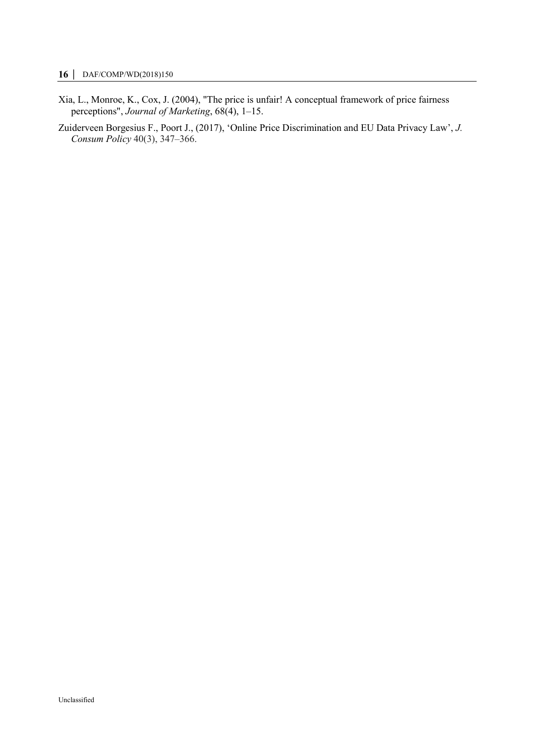Xia, L., Monroe, K., Cox, J. (2004), "The price is unfair! A conceptual framework of price fairness perceptions", *Journal of Marketing*, 68(4), 1–15.

Zuiderveen Borgesius F., Poort J., (2017), 'Online Price Discrimination and EU Data Privacy Law', *J. Consum Policy* 40(3), 347–366.